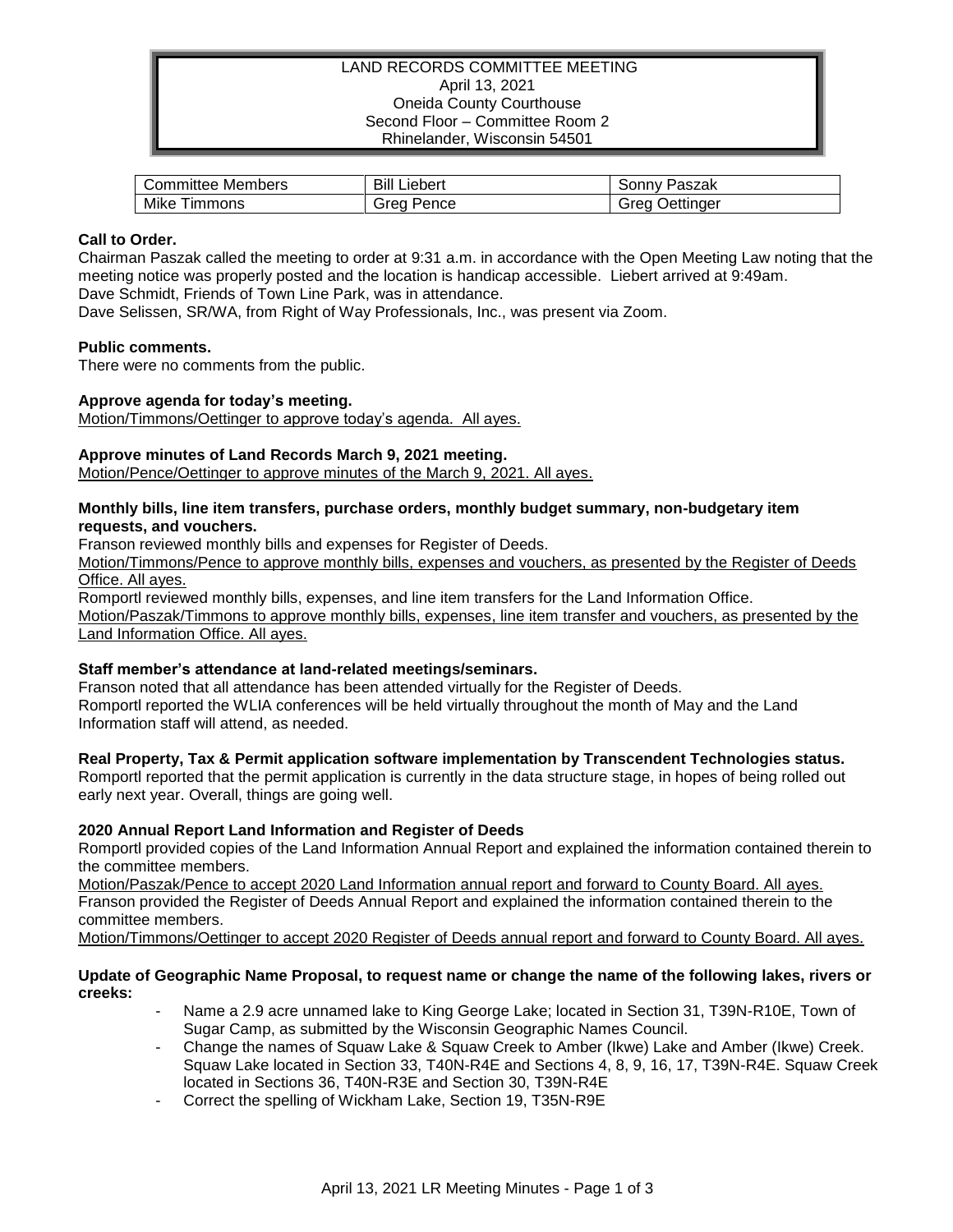LAND RECORDS COMMITTEE MEETING
April 13, 2021
Oneida County Courthouse
Second Floor – Committee Room 2
Rhinelander, Wisconsin 54501

| Committee Members | Bill Liebert | Sonny Paszak |
|---|---|---|
| Mike Timmons | Greg Pence | Greg Oettinger |

**Call to Order.**
Chairman Paszak called the meeting to order at 9:31 a.m. in accordance with the Open Meeting Law noting that the meeting notice was properly posted and the location is handicap accessible. Liebert arrived at 9:49am.
Dave Schmidt, Friends of Town Line Park, was in attendance.
Dave Selissen, SR/WA, from Right of Way Professionals, Inc., was present via Zoom.

**Public comments.**
There were no comments from the public.

**Approve agenda for today's meeting.**
Motion/Timmons/Oettinger to approve today's agenda. All ayes.

**Approve minutes of Land Records March 9, 2021 meeting.**
Motion/Pence/Oettinger to approve minutes of the March 9, 2021. All ayes.

**Monthly bills, line item transfers, purchase orders, monthly budget summary, non-budgetary item requests, and vouchers.**
Franson reviewed monthly bills and expenses for Register of Deeds.
Motion/Timmons/Pence to approve monthly bills, expenses and vouchers, as presented by the Register of Deeds Office. All ayes.
Romportl reviewed monthly bills, expenses, and line item transfers for the Land Information Office.
Motion/Paszak/Timmons to approve monthly bills, expenses, line item transfer and vouchers, as presented by the Land Information Office. All ayes.

**Staff member's attendance at land-related meetings/seminars.**
Franson noted that all attendance has been attended virtually for the Register of Deeds.
Romportl reported the WLIA conferences will be held virtually throughout the month of May and the Land Information staff will attend, as needed.

**Real Property, Tax & Permit application software implementation by Transcendent Technologies status.**
Romportl reported that the permit application is currently in the data structure stage, in hopes of being rolled out early next year. Overall, things are going well.

**2020 Annual Report Land Information and Register of Deeds**
Romportl provided copies of the Land Information Annual Report and explained the information contained therein to the committee members.
Motion/Paszak/Pence to accept 2020 Land Information annual report and forward to County Board. All ayes.
Franson provided the Register of Deeds Annual Report and explained the information contained therein to the committee members.
Motion/Timmons/Oettinger to accept 2020 Register of Deeds annual report and forward to County Board. All ayes.

**Update of Geographic Name Proposal, to request name or change the name of the following lakes, rivers or creeks:**

- Name a 2.9 acre unnamed lake to King George Lake; located in Section 31, T39N-R10E, Town of Sugar Camp, as submitted by the Wisconsin Geographic Names Council.
- Change the names of Squaw Lake & Squaw Creek to Amber (Ikwe) Lake and Amber (Ikwe) Creek. Squaw Lake located in Section 33, T40N-R4E and Sections 4, 8, 9, 16, 17, T39N-R4E. Squaw Creek located in Sections 36, T40N-R3E and Section 30, T39N-R4E
- Correct the spelling of Wickham Lake, Section 19, T35N-R9E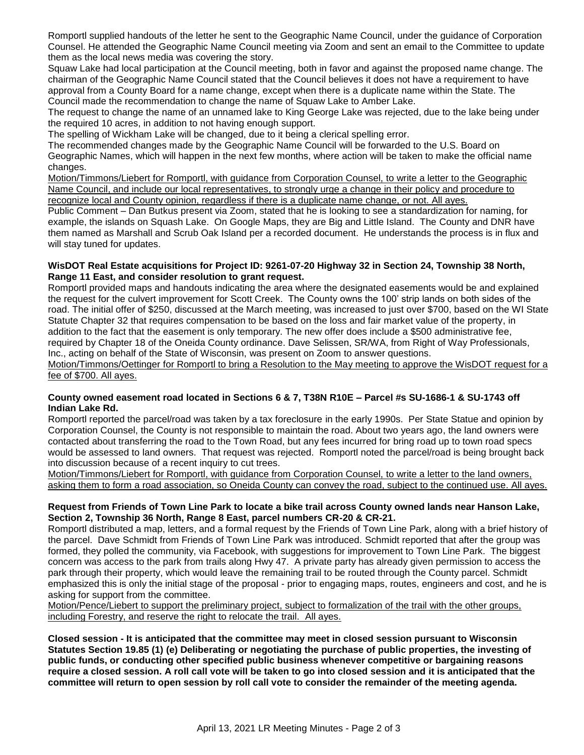Romportl supplied handouts of the letter he sent to the Geographic Name Council, under the guidance of Corporation Counsel. He attended the Geographic Name Council meeting via Zoom and sent an email to the Committee to update them as the local news media was covering the story.

Squaw Lake had local participation at the Council meeting, both in favor and against the proposed name change. The chairman of the Geographic Name Council stated that the Council believes it does not have a requirement to have approval from a County Board for a name change, except when there is a duplicate name within the State. The Council made the recommendation to change the name of Squaw Lake to Amber Lake.

The request to change the name of an unnamed lake to King George Lake was rejected, due to the lake being under the required 10 acres, in addition to not having enough support.

The spelling of Wickham Lake will be changed, due to it being a clerical spelling error.

The recommended changes made by the Geographic Name Council will be forwarded to the U.S. Board on Geographic Names, which will happen in the next few months, where action will be taken to make the official name changes.

<u>Motion/Timmons/Liebert for Romportl, with guidance from Corporation Counsel, to write a letter to the Geographic Name Council, and include our local representatives, to strongly urge a change in their policy and procedure to recognize local and County opinion, regardless if there is a duplicate name change, or not. All ayes.</u>

Public Comment – Dan Butkus present via Zoom, stated that he is looking to see a standardization for naming, for example, the islands on Squash Lake. On Google Maps, they are Big and Little Island. The County and DNR have them named as Marshall and Scrub Oak Island per a recorded document. He understands the process is in flux and will stay tuned for updates.

**WisDOT Real Estate acquisitions for Project ID: 9261-07-20 Highway 32 in Section 24, Township 38 North, Range 11 East, and consider resolution to grant request.**

Romportl provided maps and handouts indicating the area where the designated easements would be and explained the request for the culvert improvement for Scott Creek. The County owns the 100' strip lands on both sides of the road. The initial offer of $250, discussed at the March meeting, was increased to just over $700, based on the WI State Statute Chapter 32 that requires compensation to be based on the loss and fair market value of the property, in addition to the fact that the easement is only temporary. The new offer does include a $500 administrative fee, required by Chapter 18 of the Oneida County ordinance. Dave Selissen, SR/WA, from Right of Way Professionals, Inc., acting on behalf of the State of Wisconsin, was present on Zoom to answer questions.

<u>Motion/Timmons/Oettinger for Romportl to bring a Resolution to the May meeting to approve the WisDOT request for a fee of $700. All ayes.</u>

**County owned easement road located in Sections 6 & 7, T38N R10E – Parcel #s SU-1686-1 & SU-1743 off Indian Lake Rd.**

Romportl reported the parcel/road was taken by a tax foreclosure in the early 1990s. Per State Statue and opinion by Corporation Counsel, the County is not responsible to maintain the road. About two years ago, the land owners were contacted about transferring the road to the Town Road, but any fees incurred for bring road up to town road specs would be assessed to land owners. That request was rejected. Romportl noted the parcel/road is being brought back into discussion because of a recent inquiry to cut trees.

<u>Motion/Timmons/Liebert for Romportl, with guidance from Corporation Counsel, to write a letter to the land owners, asking them to form a road association, so Oneida County can convey the road, subject to the continued use. All ayes.</u>

**Request from Friends of Town Line Park to locate a bike trail across County owned lands near Hanson Lake, Section 2, Township 36 North, Range 8 East, parcel numbers CR-20 & CR-21.**

Romportl distributed a map, letters, and a formal request by the Friends of Town Line Park, along with a brief history of the parcel. Dave Schmidt from Friends of Town Line Park was introduced. Schmidt reported that after the group was formed, they polled the community, via Facebook, with suggestions for improvement to Town Line Park. The biggest concern was access to the park from trails along Hwy 47. A private party has already given permission to access the park through their property, which would leave the remaining trail to be routed through the County parcel. Schmidt emphasized this is only the initial stage of the proposal - prior to engaging maps, routes, engineers and cost, and he is asking for support from the committee.

<u>Motion/Pence/Liebert to support the preliminary project, subject to formalization of the trail with the other groups, including Forestry, and reserve the right to relocate the trail. All ayes.</u>

**Closed session - It is anticipated that the committee may meet in closed session pursuant to Wisconsin Statutes Section 19.85 (1) (e) Deliberating or negotiating the purchase of public properties, the investing of public funds, or conducting other specified public business whenever competitive or bargaining reasons require a closed session. A roll call vote will be taken to go into closed session and it is anticipated that the committee will return to open session by roll call vote to consider the remainder of the meeting agenda.**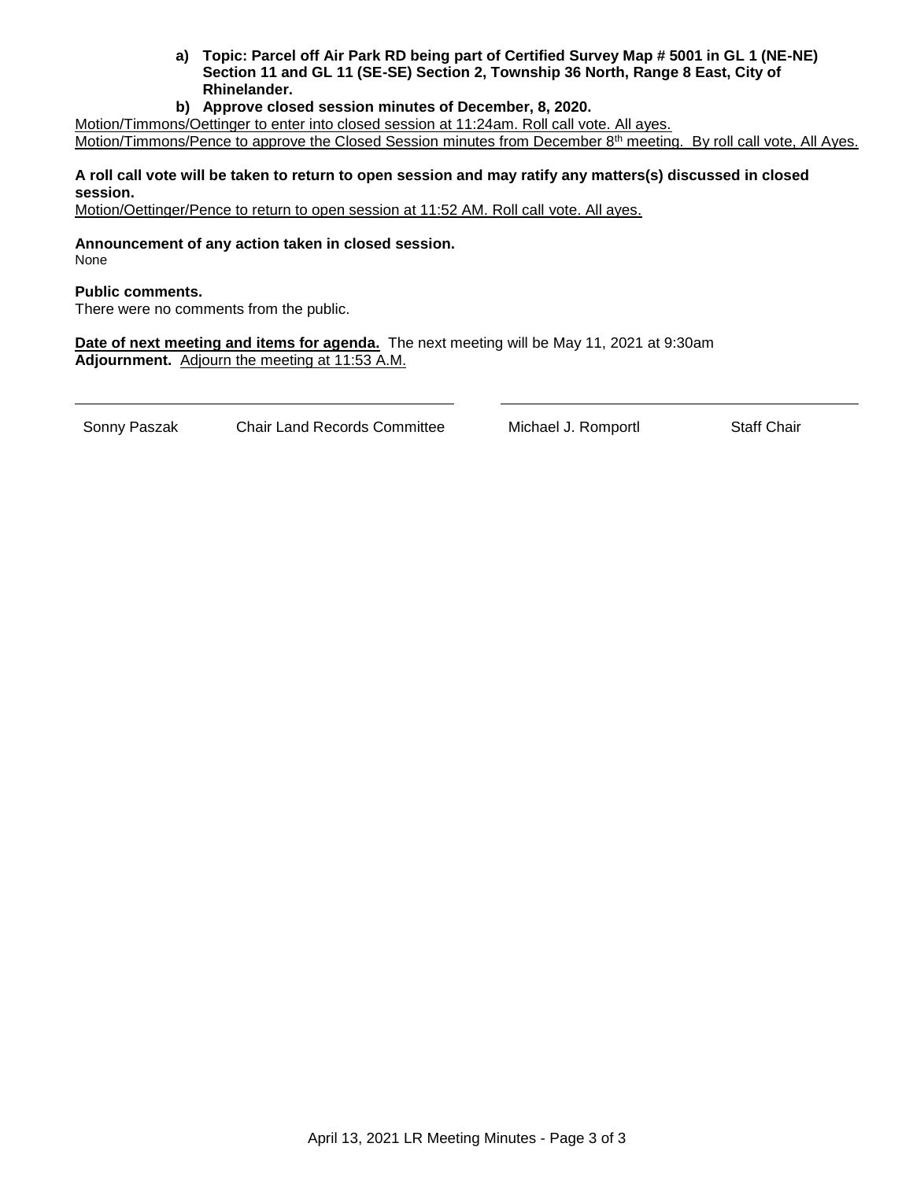a) **Topic: Parcel off Air Park RD being part of Certified Survey Map # 5001 in GL 1 (NE-NE) Section 11 and GL 11 (SE-SE) Section 2, Township 36 North, Range 8 East, City of Rhinelander.**

b) **Approve closed session minutes of December, 8, 2020.**

Motion/Timmons/Oettinger to enter into closed session at 11:24am. Roll call vote. All ayes.
Motion/Timmons/Pence to approve the Closed Session minutes from December 8th meeting. By roll call vote, All Ayes.

**A roll call vote will be taken to return to open session and may ratify any matters(s) discussed in closed session.**

Motion/Oettinger/Pence to return to open session at 11:52 AM. Roll call vote. All ayes.

**Announcement of any action taken in closed session.**

None

**Public comments.**

There were no comments from the public.

**Date of next meeting and items for agenda.** The next meeting will be May 11, 2021 at 9:30am

**Adjournment.** Adjourn the meeting at 11:53 A.M.

| | | | |
|---|---|---|---|
| Sonny Paszak | Chair Land Records Committee | Michael J. Romportl | Staff Chair |